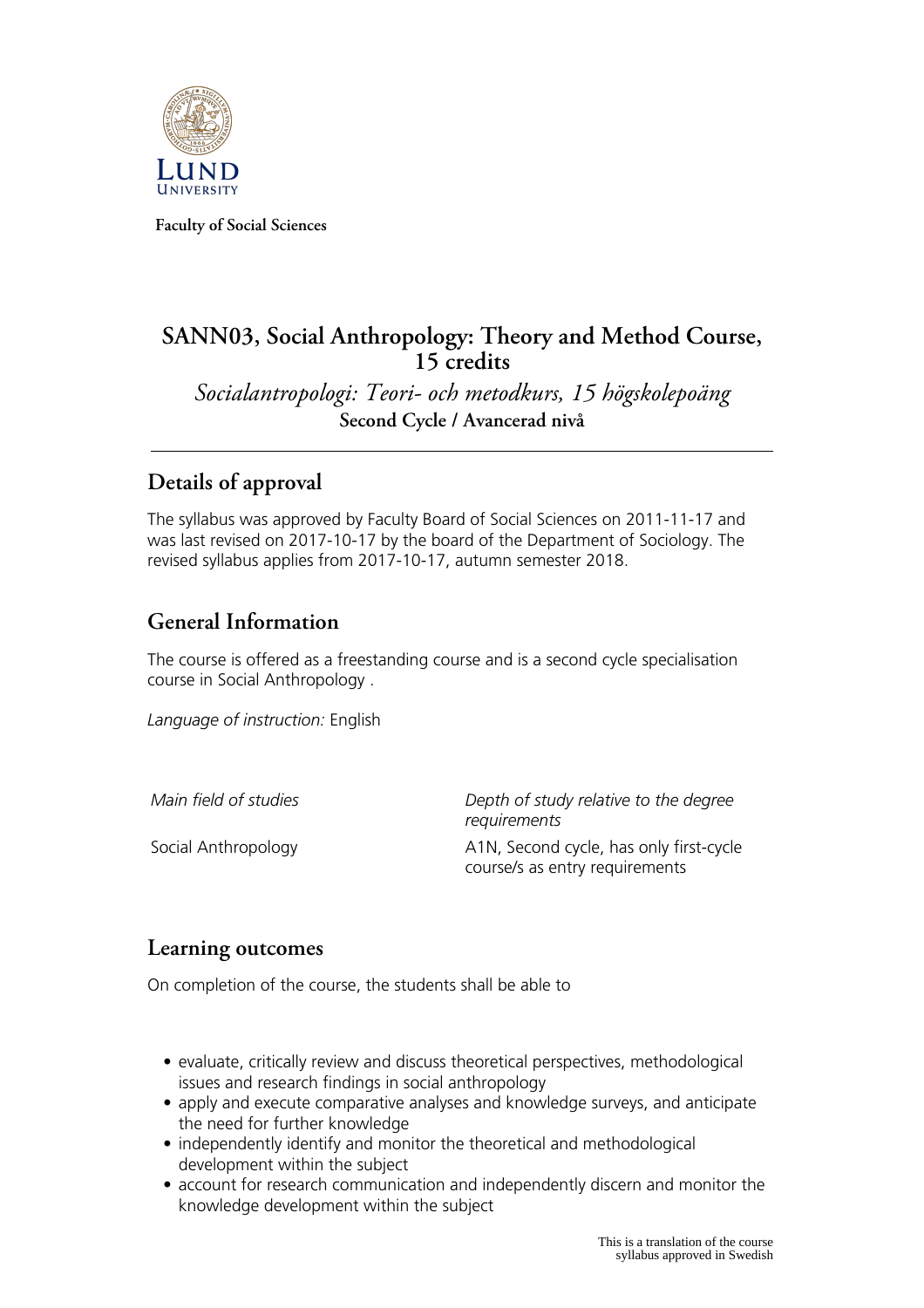Faculty of Social Sciences

# SANN03, Social Anthropology: Theory and Method Course, 15 credits

*Socialantropologi: Teori- och metodkurs, 15 högskolepoäng*

**Second Cycle / Avancerad nivå**

## Details of approval

The syllabus was approved by Faculty Board of Social Sciences on 2011-11-17 and was last revised on 2017-10-17 by the board of the Department of Sociology. The revised syllabus applies from 2017-10-17, autumn semester 2018.

## General Information

The course is offered as a freestanding course and is a second cycle specialisation course in Social Anthropology .

*Language of instruction:* English

| *Main field of studies* | *Depth of study relative to the degree requirements* |
| --- | --- |
| Social Anthropology | A1N, Second cycle, has only first-cycle course/s as entry requirements |

## Learning outcomes

On completion of the course, the students shall be able to

- evaluate, critically review and discuss theoretical perspectives, methodological issues and research findings in social anthropology
- apply and execute comparative analyses and knowledge surveys, and anticipate the need for further knowledge
- independently identify and monitor the theoretical and methodological development within the subject
- account for research communication and independently discern and monitor the knowledge development within the subject

This is a translation of the course syllabus approved in Swedish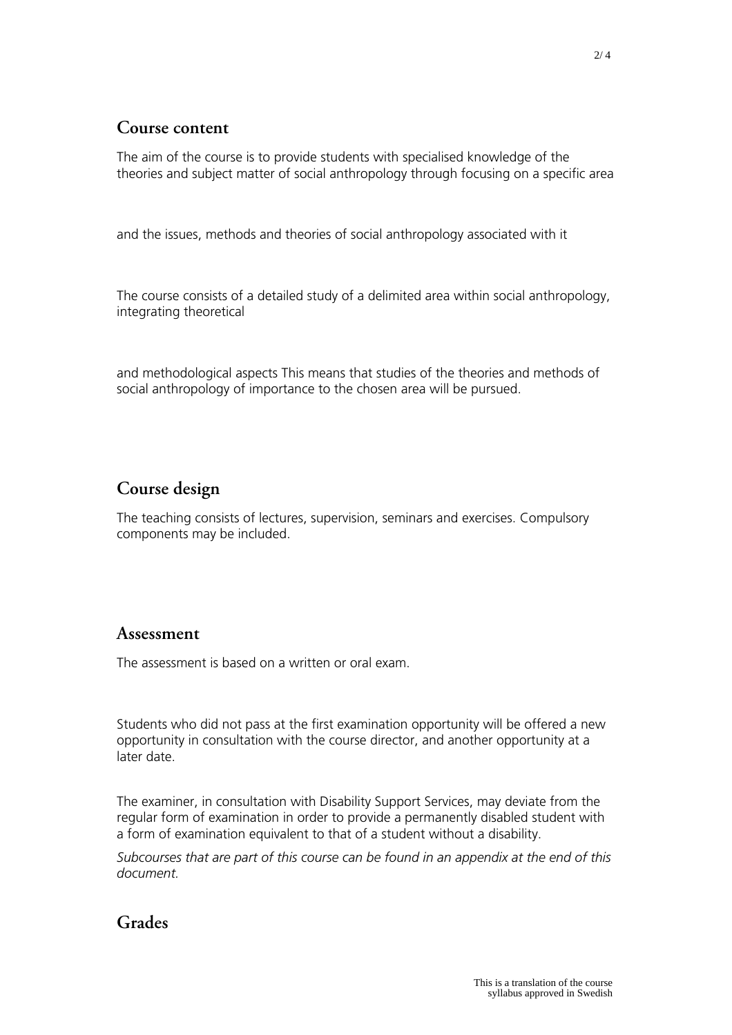## Course content

The aim of the course is to provide students with specialised knowledge of the theories and subject matter of social anthropology through focusing on a specific area

and the issues, methods and theories of social anthropology associated with it

The course consists of a detailed study of a delimited area within social anthropology, integrating theoretical

and methodological aspects This means that studies of the theories and methods of social anthropology of importance to the chosen area will be pursued.

## Course design

The teaching consists of lectures, supervision, seminars and exercises. Compulsory components may be included.

## Assessment

The assessment is based on a written or oral exam.

Students who did not pass at the first examination opportunity will be offered a new opportunity in consultation with the course director, and another opportunity at a later date.

The examiner, in consultation with Disability Support Services, may deviate from the regular form of examination in order to provide a permanently disabled student with a form of examination equivalent to that of a student without a disability.

*Subcourses that are part of this course can be found in an appendix at the end of this document.*

## Grades

This is a translation of the course syllabus approved in Swedish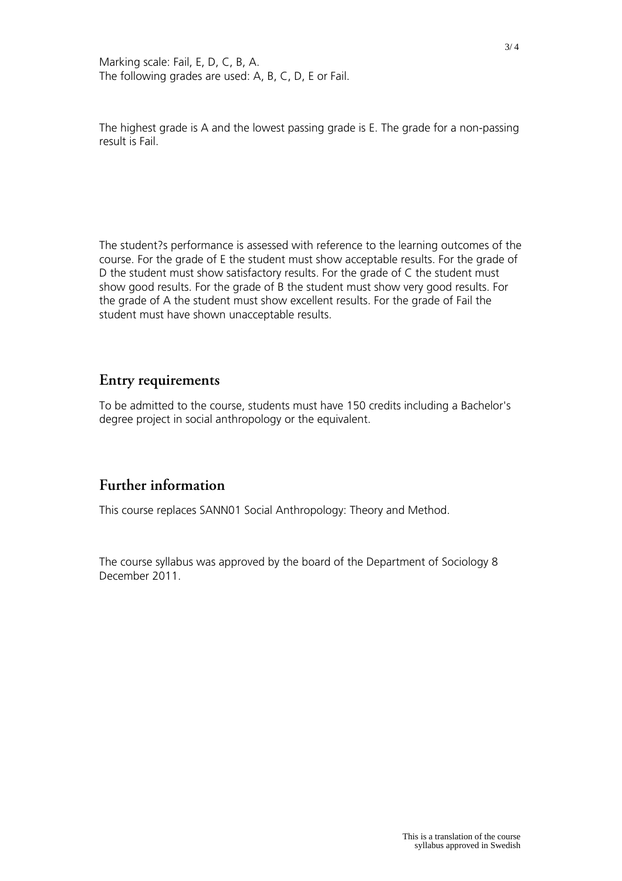Marking scale: Fail, E, D, C, B, A.
The following grades are used: A, B, C, D, E or Fail.

The highest grade is A and the lowest passing grade is E. The grade for a non-passing result is Fail.

The student?s performance is assessed with reference to the learning outcomes of the course. For the grade of E the student must show acceptable results. For the grade of D the student must show satisfactory results. For the grade of C the student must show good results. For the grade of B the student must show very good results. For the grade of A the student must show excellent results. For the grade of Fail the student must have shown unacceptable results.

## Entry requirements

To be admitted to the course, students must have 150 credits including a Bachelor's degree project in social anthropology or the equivalent.

## Further information

This course replaces SANN01 Social Anthropology: Theory and Method.

The course syllabus was approved by the board of the Department of Sociology 8 December 2011.

This is a translation of the course syllabus approved in Swedish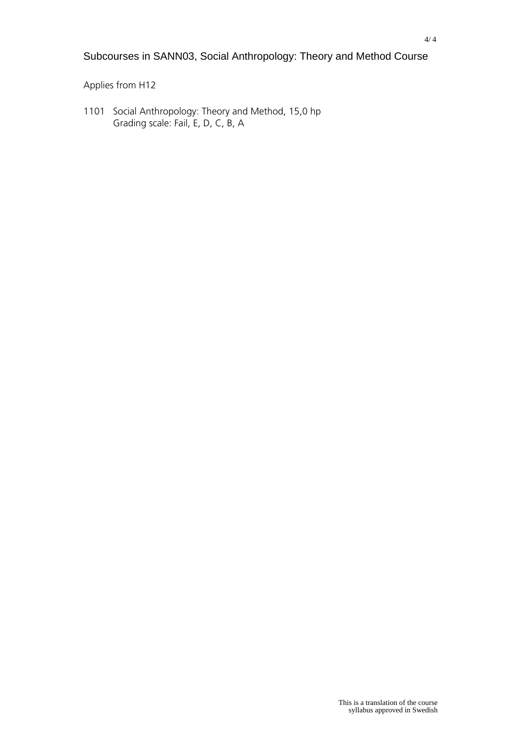## Subcourses in SANN03, Social Anthropology: Theory and Method Course

Applies from H12

1101 Social Anthropology: Theory and Method, 15,0 hp
Grading scale: Fail, E, D, C, B, A

This is a translation of the course syllabus approved in Swedish